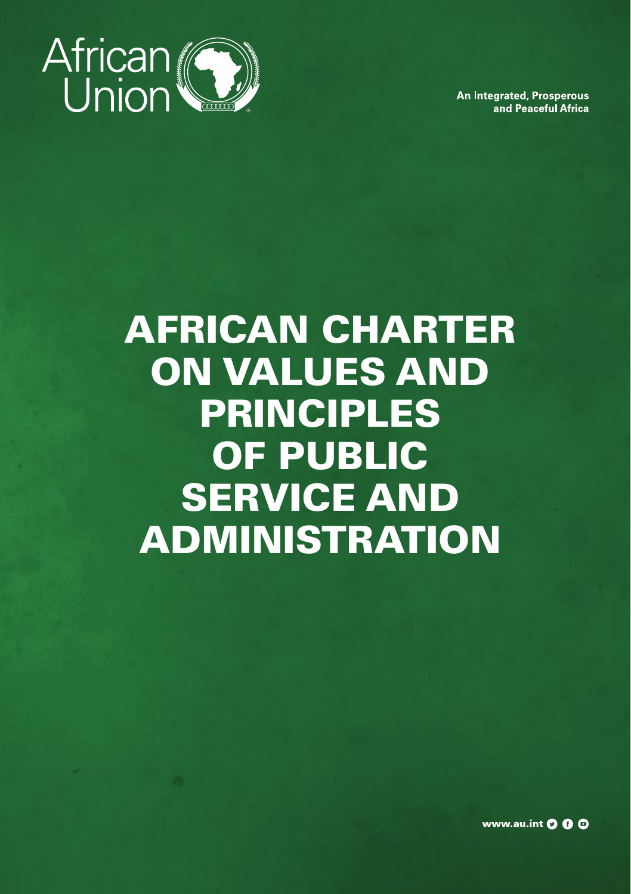African Union

An Integrated, Prosperous and Peaceful Africa

# AFRICAN CHARTER ON VALUES AND PRINCIPLES OF PUBLIC SERVICE AND ADMINISTRATION

www.au.int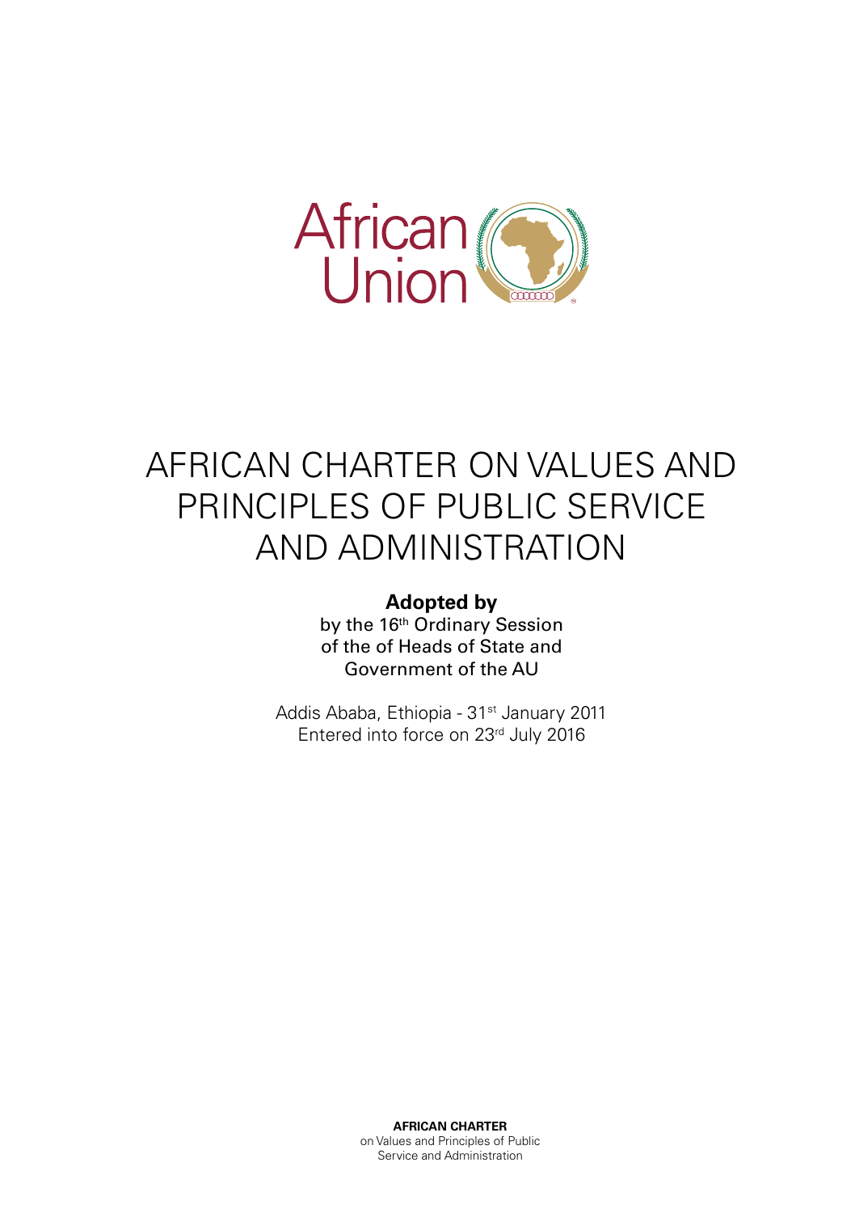African Union

# AFRICAN CHARTER ON VALUES AND PRINCIPLES OF PUBLIC SERVICE AND ADMINISTRATION

**Adopted by**

by the 16th Ordinary Session of the of Heads of State and Government of the AU

Addis Ababa, Ethiopia - 31st January 2011
Entered into force on 23rd July 2016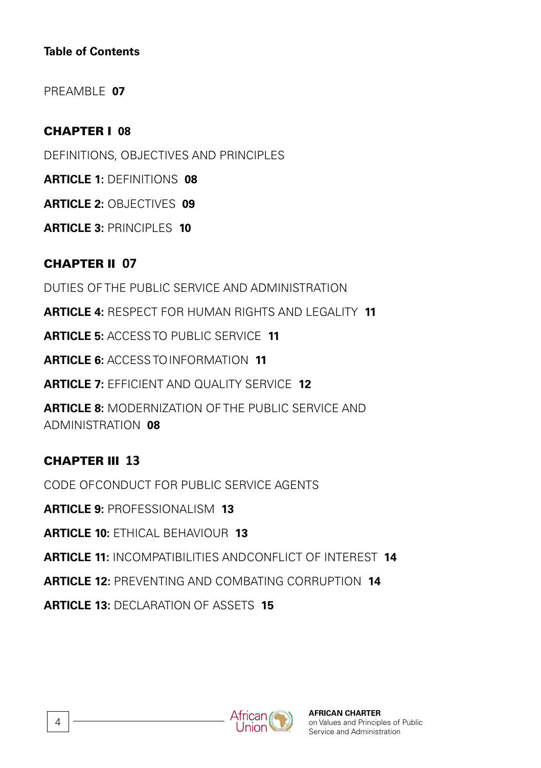**Table of Contents**

PREAMBLE **07**

**CHAPTER I 08**

DEFINITIONS, OBJECTIVES AND PRINCIPLES

**ARTICLE 1:** DEFINITIONS **08**

**ARTICLE 2:** OBJECTIVES **09**

**ARTICLE 3:** PRINCIPLES **10**

**CHAPTER II 07**

DUTIES OF THE PUBLIC SERVICE AND ADMINISTRATION

**ARTICLE 4:** RESPECT FOR HUMAN RIGHTS AND LEGALITY **11**

**ARTICLE 5:** ACCESS TO PUBLIC SERVICE **11**

**ARTICLE 6:** ACCESS TO INFORMATION **11**

**ARTICLE 7:** EFFICIENT AND QUALITY SERVICE **12**

**ARTICLE 8:** MODERNIZATION OF THE PUBLIC SERVICE AND ADMINISTRATION **08**

**CHAPTER III 13**

CODE OFCONDUCT FOR PUBLIC SERVICE AGENTS

**ARTICLE 9:** PROFESSIONALISM **13**

**ARTICLE 10:** ETHICAL BEHAVIOUR **13**

**ARTICLE 11:** INCOMPATIBILITIES ANDCONFLICT OF INTEREST **14**

**ARTICLE 12:** PREVENTING AND COMBATING CORRUPTION **14**

**ARTICLE 13:** DECLARATION OF ASSETS **15**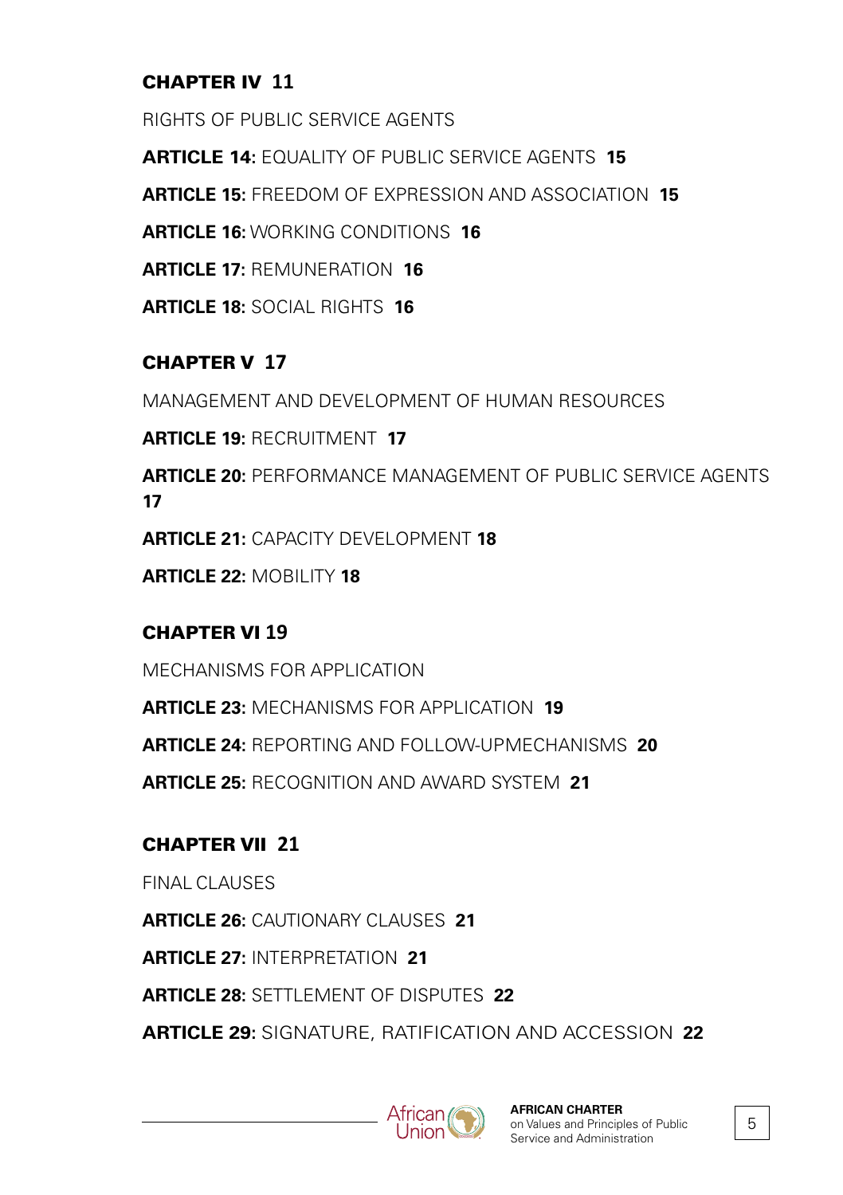**CHAPTER IV 11**

RIGHTS OF PUBLIC SERVICE AGENTS

**ARTICLE 14:** EQUALITY OF PUBLIC SERVICE AGENTS **15**

**ARTICLE 15:** FREEDOM OF EXPRESSION AND ASSOCIATION **15**

**ARTICLE 16:** WORKING CONDITIONS **16**

**ARTICLE 17:** REMUNERATION **16**

**ARTICLE 18:** SOCIAL RIGHTS **16**

**CHAPTER V 17**

MANAGEMENT AND DEVELOPMENT OF HUMAN RESOURCES

**ARTICLE 19:** RECRUITMENT **17**

**ARTICLE 20:** PERFORMANCE MANAGEMENT OF PUBLIC SERVICE AGENTS **17**

**ARTICLE 21:** CAPACITY DEVELOPMENT **18**

**ARTICLE 22:** MOBILITY **18**

**CHAPTER VI 19**

MECHANISMS FOR APPLICATION

**ARTICLE 23:** MECHANISMS FOR APPLICATION **19**

**ARTICLE 24:** REPORTING AND FOLLOW-UPMECHANISMS **20**

**ARTICLE 25:** RECOGNITION AND AWARD SYSTEM **21**

**CHAPTER VII 21**

FINAL CLAUSES

**ARTICLE 26:** CAUTIONARY CLAUSES **21**

**ARTICLE 27:** INTERPRETATION **21**

**ARTICLE 28:** SETTLEMENT OF DISPUTES **22**

**ARTICLE 29:** SIGNATURE, RATIFICATION AND ACCESSION **22**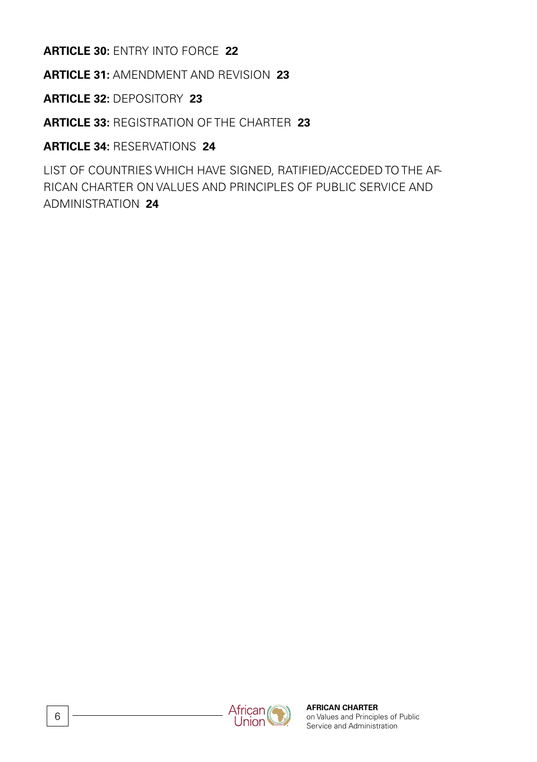**ARTICLE 30:** ENTRY INTO FORCE **22**

**ARTICLE 31:** AMENDMENT AND REVISION **23**

**ARTICLE 32:** DEPOSITORY **23**

**ARTICLE 33:** REGISTRATION OF THE CHARTER **23**

**ARTICLE 34:** RESERVATIONS **24**

LIST OF COUNTRIES WHICH HAVE SIGNED, RATIFIED/ACCEDED TO THE AFRICAN CHARTER ON VALUES AND PRINCIPLES OF PUBLIC SERVICE AND ADMINISTRATION **24**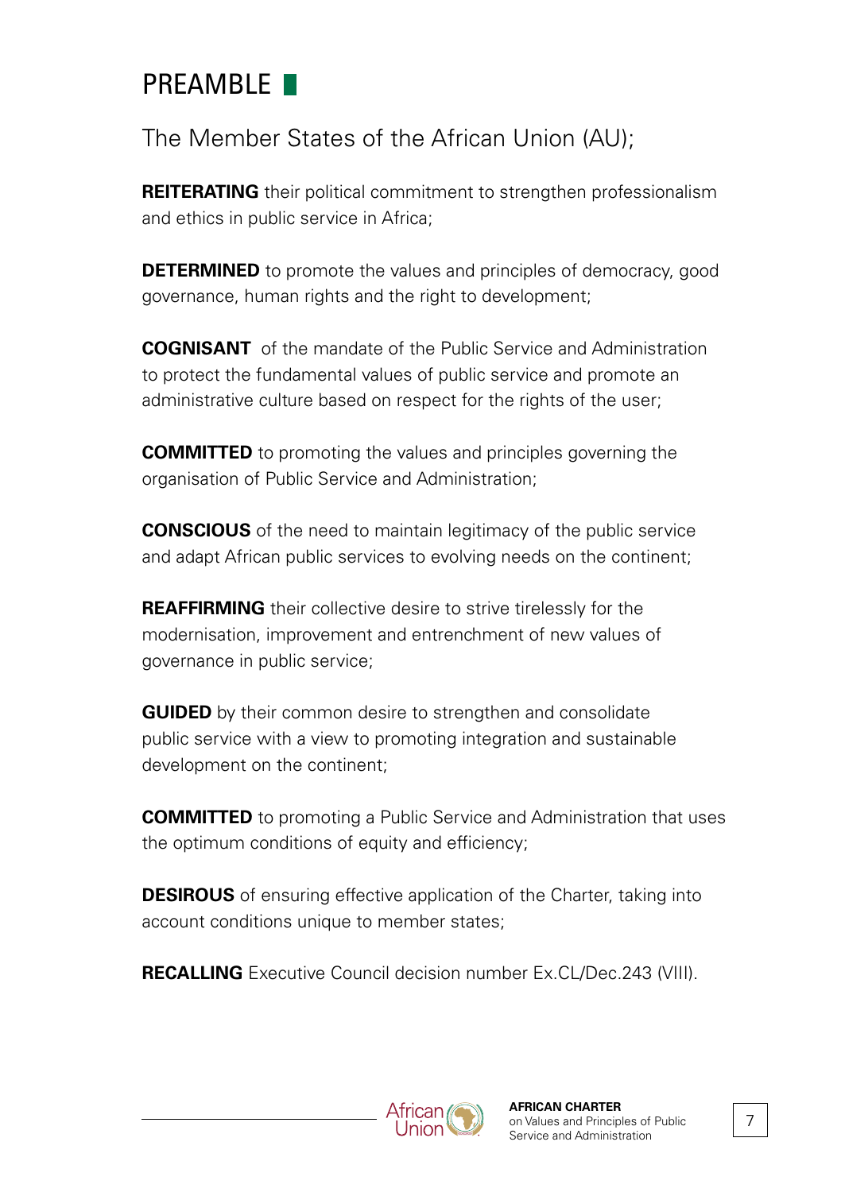# PREAMBLE

The Member States of the African Union (AU);

**REITERATING** their political commitment to strengthen professionalism and ethics in public service in Africa;

**DETERMINED** to promote the values and principles of democracy, good governance, human rights and the right to development;

**COGNISANT** of the mandate of the Public Service and Administration to protect the fundamental values of public service and promote an administrative culture based on respect for the rights of the user;

**COMMITTED** to promoting the values and principles governing the organisation of Public Service and Administration;

**CONSCIOUS** of the need to maintain legitimacy of the public service and adapt African public services to evolving needs on the continent;

**REAFFIRMING** their collective desire to strive tirelessly for the modernisation, improvement and entrenchment of new values of governance in public service;

**GUIDED** by their common desire to strengthen and consolidate public service with a view to promoting integration and sustainable development on the continent;

**COMMITTED** to promoting a Public Service and Administration that uses the optimum conditions of equity and efficiency;

**DESIROUS** of ensuring effective application of the Charter, taking into account conditions unique to member states;

**RECALLING** Executive Council decision number Ex.CL/Dec.243 (VIII).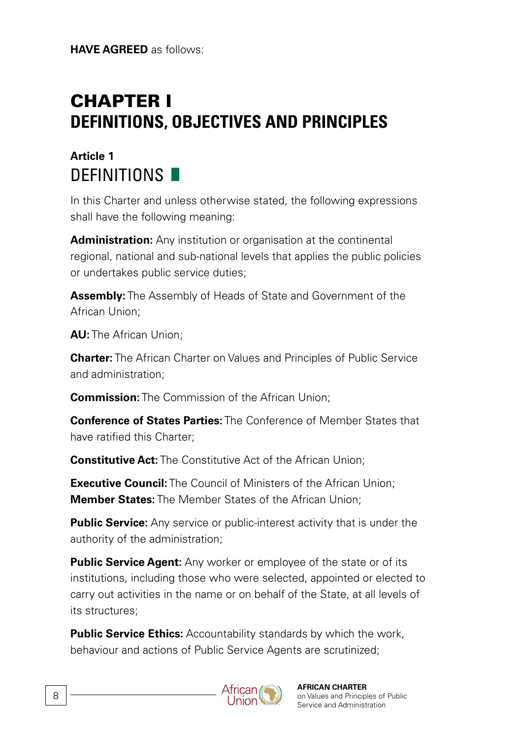**HAVE AGREED** as follows:

# CHAPTER I
# DEFINITIONS, OBJECTIVES AND PRINCIPLES

## Article 1
## DEFINITIONS

In this Charter and unless otherwise stated, the following expressions shall have the following meaning:

**Administration:** Any institution or organisation at the continental regional, national and sub-national levels that applies the public policies or undertakes public service duties;

**Assembly:** The Assembly of Heads of State and Government of the African Union;

**AU:** The African Union;

**Charter:** The African Charter on Values and Principles of Public Service and administration;

**Commission:** The Commission of the African Union;

**Conference of States Parties:** The Conference of Member States that have ratified this Charter;

**Constitutive Act:** The Constitutive Act of the African Union;

**Executive Council:** The Council of Ministers of the African Union;

**Member States:** The Member States of the African Union;

**Public Service:** Any service or public-interest activity that is under the authority of the administration;

**Public Service Agent:** Any worker or employee of the state or of its institutions, including those who were selected, appointed or elected to carry out activities in the name or on behalf of the State, at all levels of its structures;

**Public Service Ethics:** Accountability standards by which the work, behaviour and actions of Public Service Agents are scrutinized;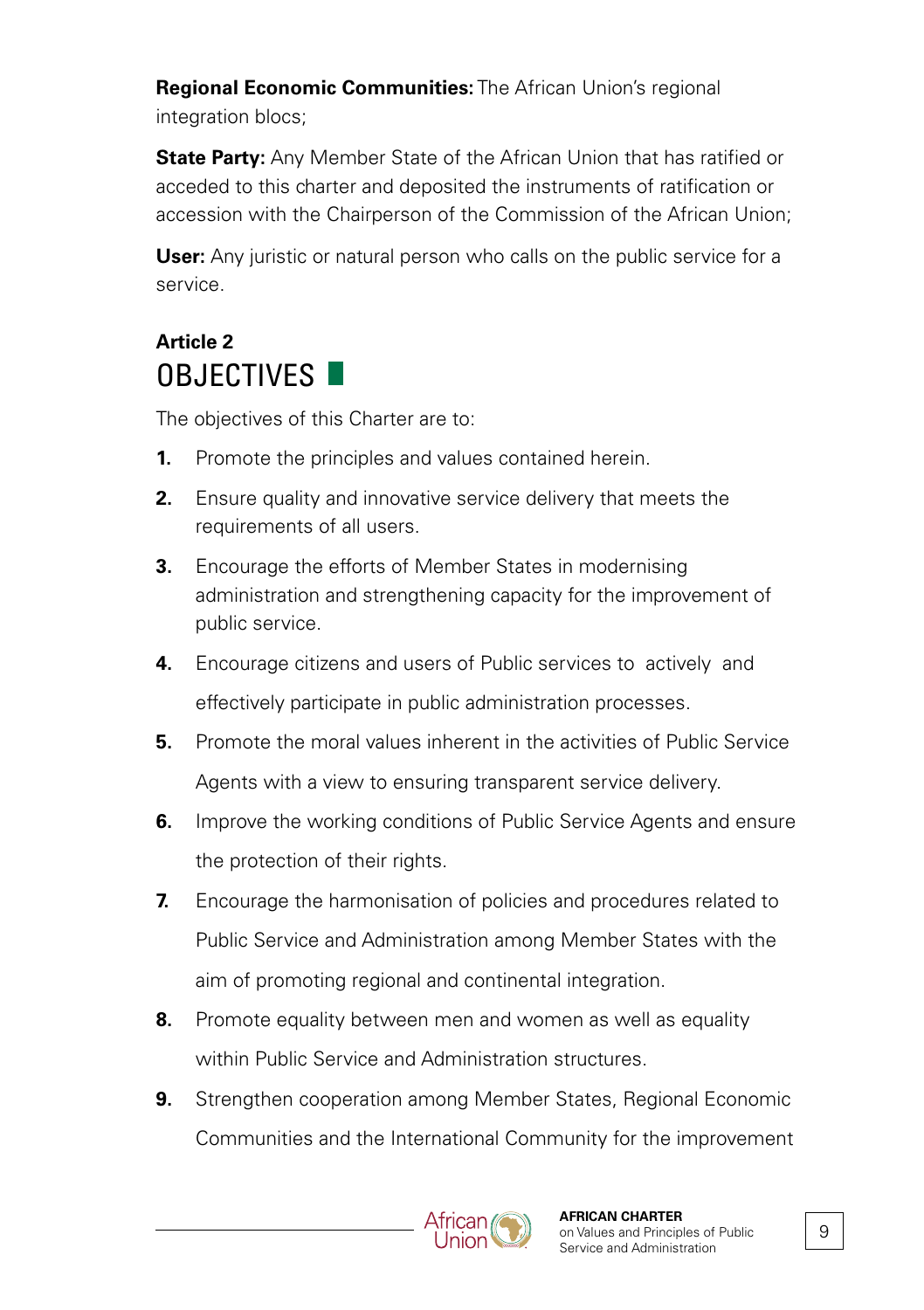**Regional Economic Communities:** The African Union's regional integration blocs;

**State Party:** Any Member State of the African Union that has ratified or acceded to this charter and deposited the instruments of ratification or accession with the Chairperson of the Commission of the African Union;

**User:** Any juristic or natural person who calls on the public service for a service.

## Article 2
## OBJECTIVES

The objectives of this Charter are to:

1. Promote the principles and values contained herein.
2. Ensure quality and innovative service delivery that meets the requirements of all users.
3. Encourage the efforts of Member States in modernising administration and strengthening capacity for the improvement of public service.
4. Encourage citizens and users of Public services to actively and effectively participate in public administration processes.
5. Promote the moral values inherent in the activities of Public Service Agents with a view to ensuring transparent service delivery.
6. Improve the working conditions of Public Service Agents and ensure the protection of their rights.
7. Encourage the harmonisation of policies and procedures related to Public Service and Administration among Member States with the aim of promoting regional and continental integration.
8. Promote equality between men and women as well as equality within Public Service and Administration structures.
9. Strengthen cooperation among Member States, Regional Economic Communities and the International Community for the improvement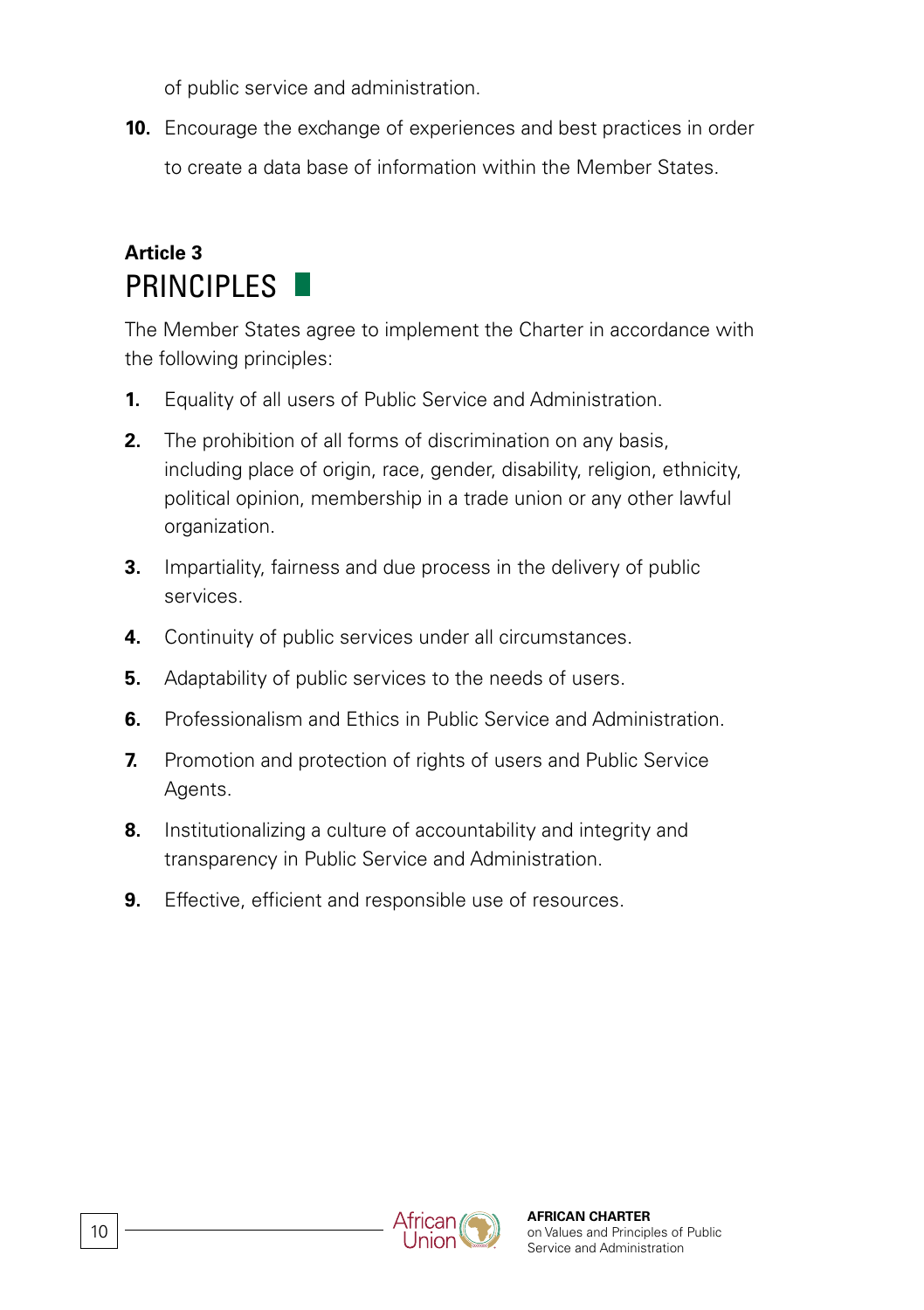of public service and administration.

10. Encourage the exchange of experiences and best practices in order to create a data base of information within the Member States.

**Article 3**

## PRINCIPLES

The Member States agree to implement the Charter in accordance with the following principles:

1. Equality of all users of Public Service and Administration.
2. The prohibition of all forms of discrimination on any basis, including place of origin, race, gender, disability, religion, ethnicity, political opinion, membership in a trade union or any other lawful organization.
3. Impartiality, fairness and due process in the delivery of public services.
4. Continuity of public services under all circumstances.
5. Adaptability of public services to the needs of users.
6. Professionalism and Ethics in Public Service and Administration.
7. Promotion and protection of rights of users and Public Service Agents.
8. Institutionalizing a culture of accountability and integrity and transparency in Public Service and Administration.
9. Effective, efficient and responsible use of resources.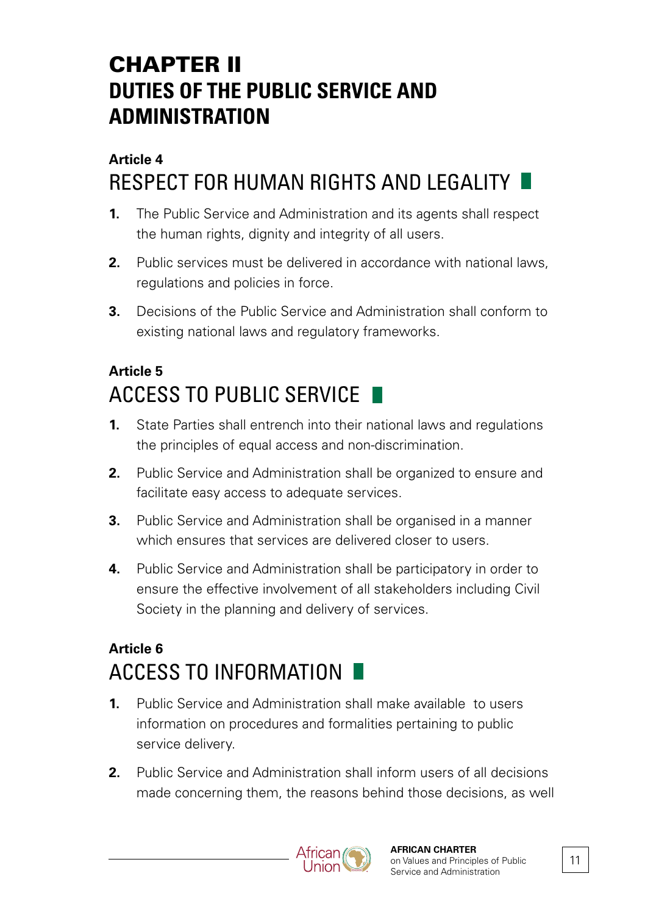# CHAPTER II
# DUTIES OF THE PUBLIC SERVICE AND ADMINISTRATION

## Article 4
## RESPECT FOR HUMAN RIGHTS AND LEGALITY

1. The Public Service and Administration and its agents shall respect the human rights, dignity and integrity of all users.

2. Public services must be delivered in accordance with national laws, regulations and policies in force.

3. Decisions of the Public Service and Administration shall conform to existing national laws and regulatory frameworks.

## Article 5
## ACCESS TO PUBLIC SERVICE

1. State Parties shall entrench into their national laws and regulations the principles of equal access and non-discrimination.

2. Public Service and Administration shall be organized to ensure and facilitate easy access to adequate services.

3. Public Service and Administration shall be organised in a manner which ensures that services are delivered closer to users.

4. Public Service and Administration shall be participatory in order to ensure the effective involvement of all stakeholders including Civil Society in the planning and delivery of services.

## Article 6
## ACCESS TO INFORMATION

1. Public Service and Administration shall make available to users information on procedures and formalities pertaining to public service delivery.

2. Public Service and Administration shall inform users of all decisions made concerning them, the reasons behind those decisions, as well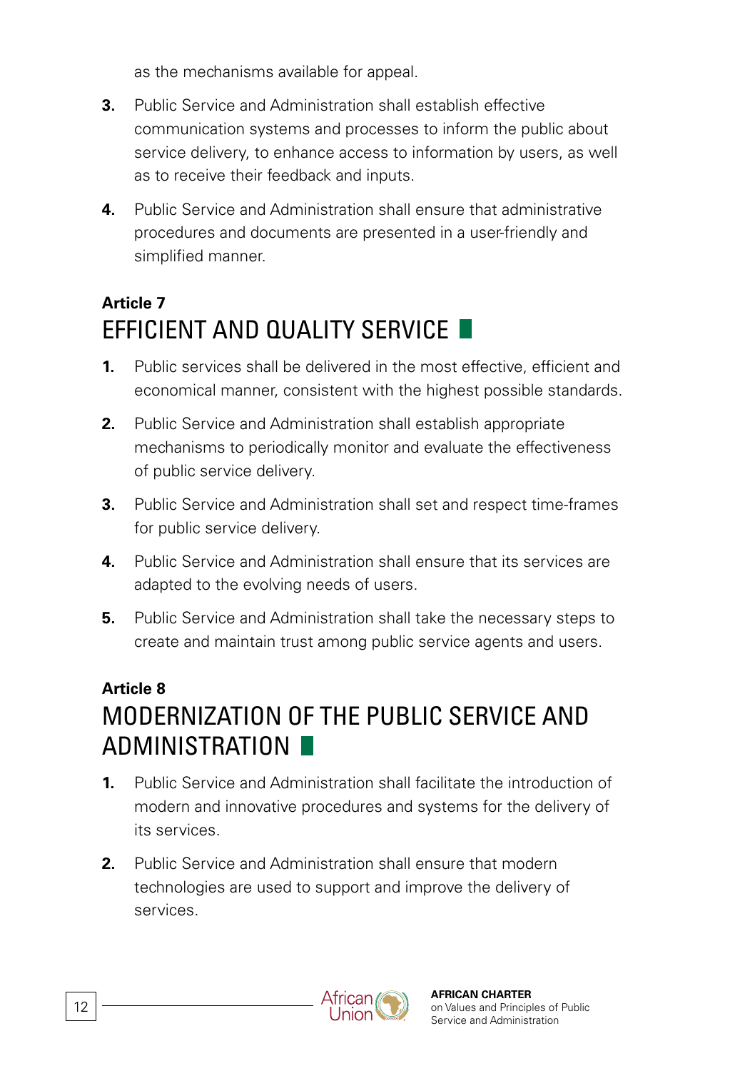as the mechanisms available for appeal.

3. Public Service and Administration shall establish effective communication systems and processes to inform the public about service delivery, to enhance access to information by users, as well as to receive their feedback and inputs.

4. Public Service and Administration shall ensure that administrative procedures and documents are presented in a user-friendly and simplified manner.

## Article 7
## EFFICIENT AND QUALITY SERVICE

1. Public services shall be delivered in the most effective, efficient and economical manner, consistent with the highest possible standards.

2. Public Service and Administration shall establish appropriate mechanisms to periodically monitor and evaluate the effectiveness of public service delivery.

3. Public Service and Administration shall set and respect time-frames for public service delivery.

4. Public Service and Administration shall ensure that its services are adapted to the evolving needs of users.

5. Public Service and Administration shall take the necessary steps to create and maintain trust among public service agents and users.

## Article 8
## MODERNIZATION OF THE PUBLIC SERVICE AND ADMINISTRATION

1. Public Service and Administration shall facilitate the introduction of modern and innovative procedures and systems for the delivery of its services.

2. Public Service and Administration shall ensure that modern technologies are used to support and improve the delivery of services.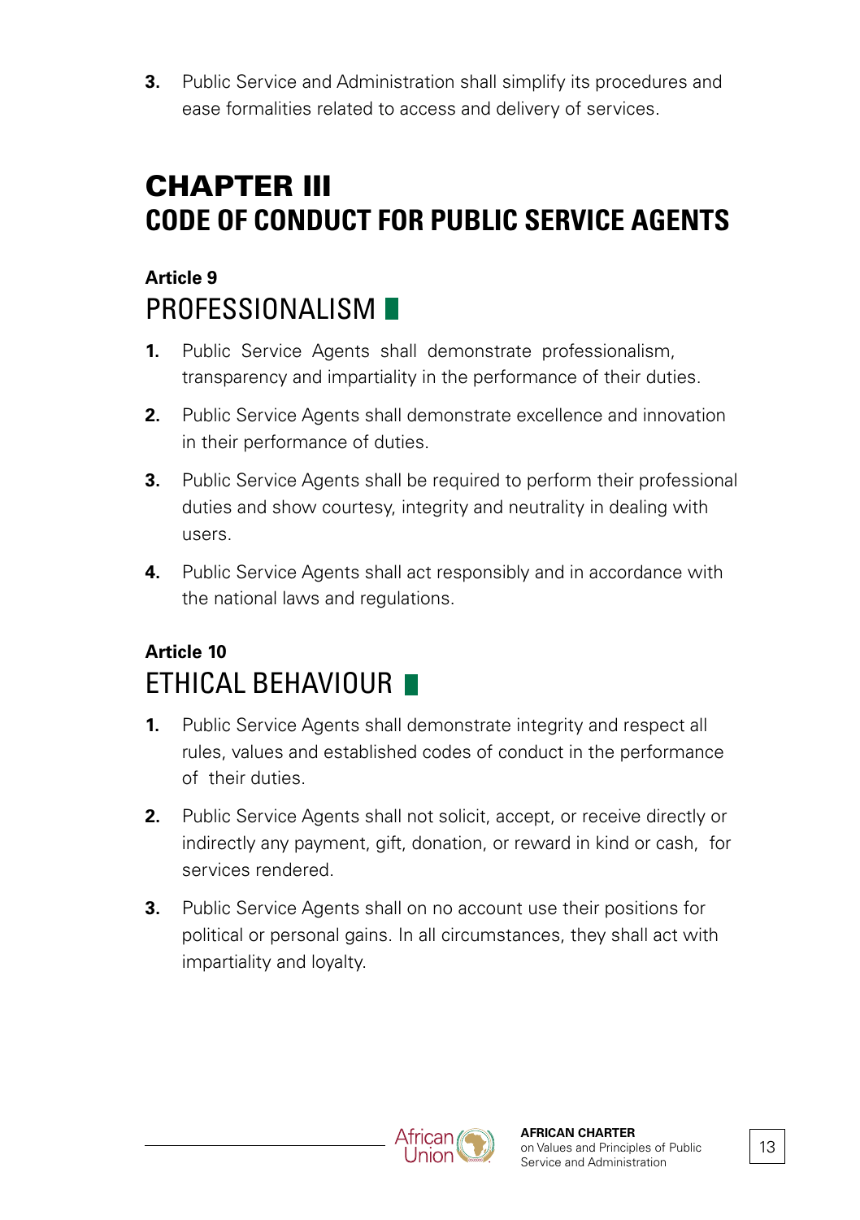3. Public Service and Administration shall simplify its procedures and ease formalities related to access and delivery of services.

# CHAPTER III
# CODE OF CONDUCT FOR PUBLIC SERVICE AGENTS

## Article 9
## PROFESSIONALISM

1. Public Service Agents shall demonstrate professionalism, transparency and impartiality in the performance of their duties.

2. Public Service Agents shall demonstrate excellence and innovation in their performance of duties.

3. Public Service Agents shall be required to perform their professional duties and show courtesy, integrity and neutrality in dealing with users.

4. Public Service Agents shall act responsibly and in accordance with the national laws and regulations.

## Article 10
## ETHICAL BEHAVIOUR

1. Public Service Agents shall demonstrate integrity and respect all rules, values and established codes of conduct in the performance of their duties.

2. Public Service Agents shall not solicit, accept, or receive directly or indirectly any payment, gift, donation, or reward in kind or cash, for services rendered.

3. Public Service Agents shall on no account use their positions for political or personal gains. In all circumstances, they shall act with impartiality and loyalty.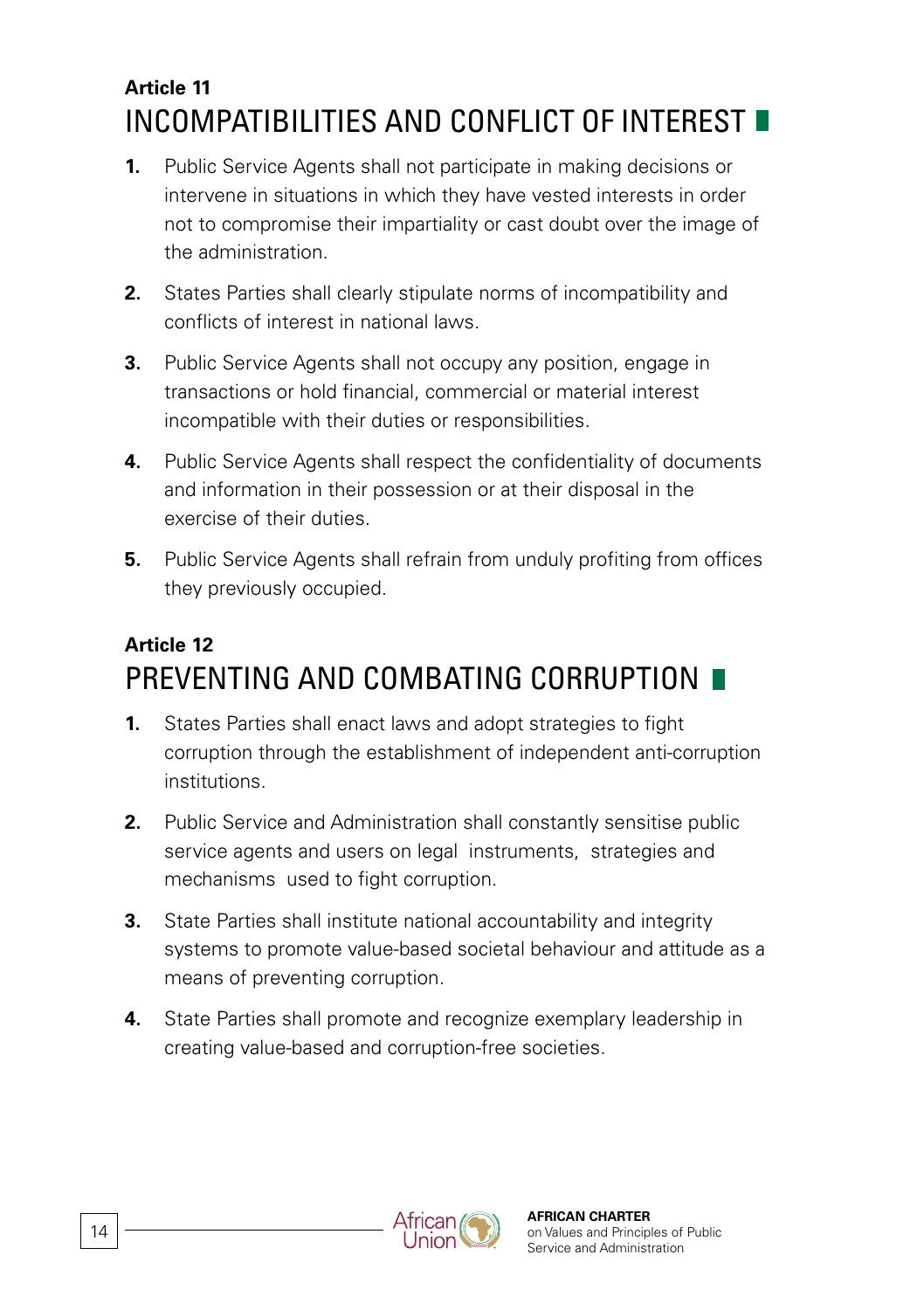**Article 11**

## INCOMPATIBILITIES AND CONFLICT OF INTEREST

1. Public Service Agents shall not participate in making decisions or intervene in situations in which they have vested interests in order not to compromise their impartiality or cast doubt over the image of the administration.
2. States Parties shall clearly stipulate norms of incompatibility and conflicts of interest in national laws.
3. Public Service Agents shall not occupy any position, engage in transactions or hold financial, commercial or material interest incompatible with their duties or responsibilities.
4. Public Service Agents shall respect the confidentiality of documents and information in their possession or at their disposal in the exercise of their duties.
5. Public Service Agents shall refrain from unduly profiting from offices they previously occupied.

**Article 12**

## PREVENTING AND COMBATING CORRUPTION

1. States Parties shall enact laws and adopt strategies to fight corruption through the establishment of independent anti-corruption institutions.
2. Public Service and Administration shall constantly sensitise public service agents and users on legal instruments, strategies and mechanisms used to fight corruption.
3. State Parties shall institute national accountability and integrity systems to promote value-based societal behaviour and attitude as a means of preventing corruption.
4. State Parties shall promote and recognize exemplary leadership in creating value-based and corruption-free societies.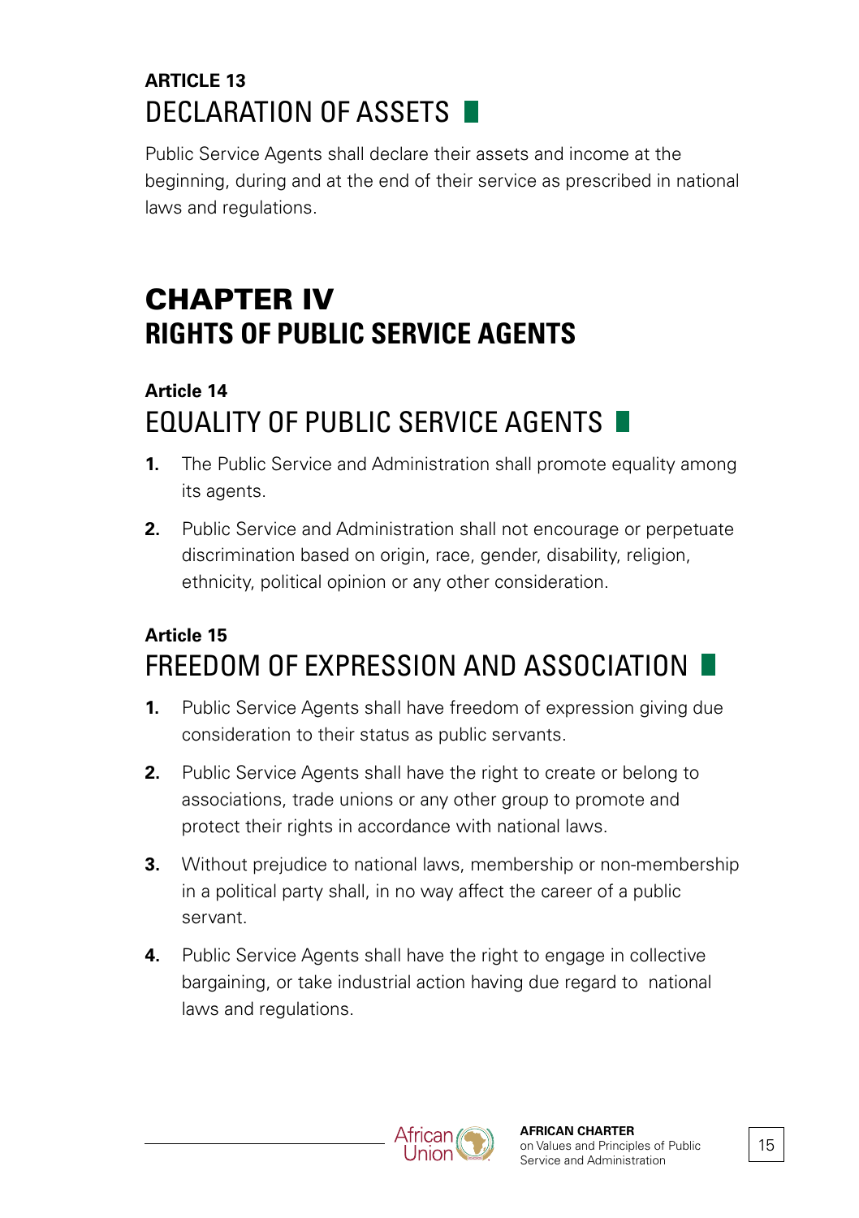### ARTICLE 13
## DECLARATION OF ASSETS

Public Service Agents shall declare their assets and income at the beginning, during and at the end of their service as prescribed in national laws and regulations.

# CHAPTER IV
# RIGHTS OF PUBLIC SERVICE AGENTS

### Article 14
## EQUALITY OF PUBLIC SERVICE AGENTS

1. The Public Service and Administration shall promote equality among its agents.
2. Public Service and Administration shall not encourage or perpetuate discrimination based on origin, race, gender, disability, religion, ethnicity, political opinion or any other consideration.

### Article 15
## FREEDOM OF EXPRESSION AND ASSOCIATION

1. Public Service Agents shall have freedom of expression giving due consideration to their status as public servants.
2. Public Service Agents shall have the right to create or belong to associations, trade unions or any other group to promote and protect their rights in accordance with national laws.
3. Without prejudice to national laws, membership or non-membership in a political party shall, in no way affect the career of a public servant.
4. Public Service Agents shall have the right to engage in collective bargaining, or take industrial action having due regard to national laws and regulations.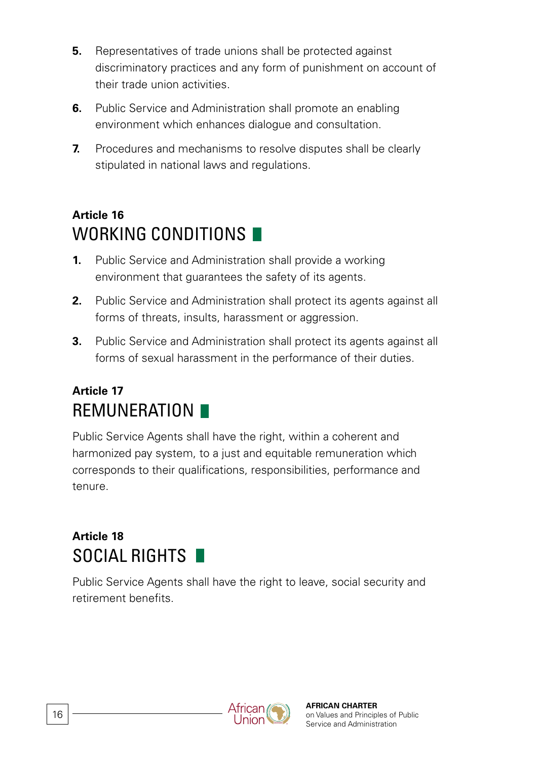5. Representatives of trade unions shall be protected against discriminatory practices and any form of punishment on account of their trade union activities.

6. Public Service and Administration shall promote an enabling environment which enhances dialogue and consultation.

7. Procedures and mechanisms to resolve disputes shall be clearly stipulated in national laws and regulations.

## Article 16
## WORKING CONDITIONS

1. Public Service and Administration shall provide a working environment that guarantees the safety of its agents.

2. Public Service and Administration shall protect its agents against all forms of threats, insults, harassment or aggression.

3. Public Service and Administration shall protect its agents against all forms of sexual harassment in the performance of their duties.

## Article 17
## REMUNERATION

Public Service Agents shall have the right, within a coherent and harmonized pay system, to a just and equitable remuneration which corresponds to their qualifications, responsibilities, performance and tenure.

## Article 18
## SOCIAL RIGHTS

Public Service Agents shall have the right to leave, social security and retirement benefits.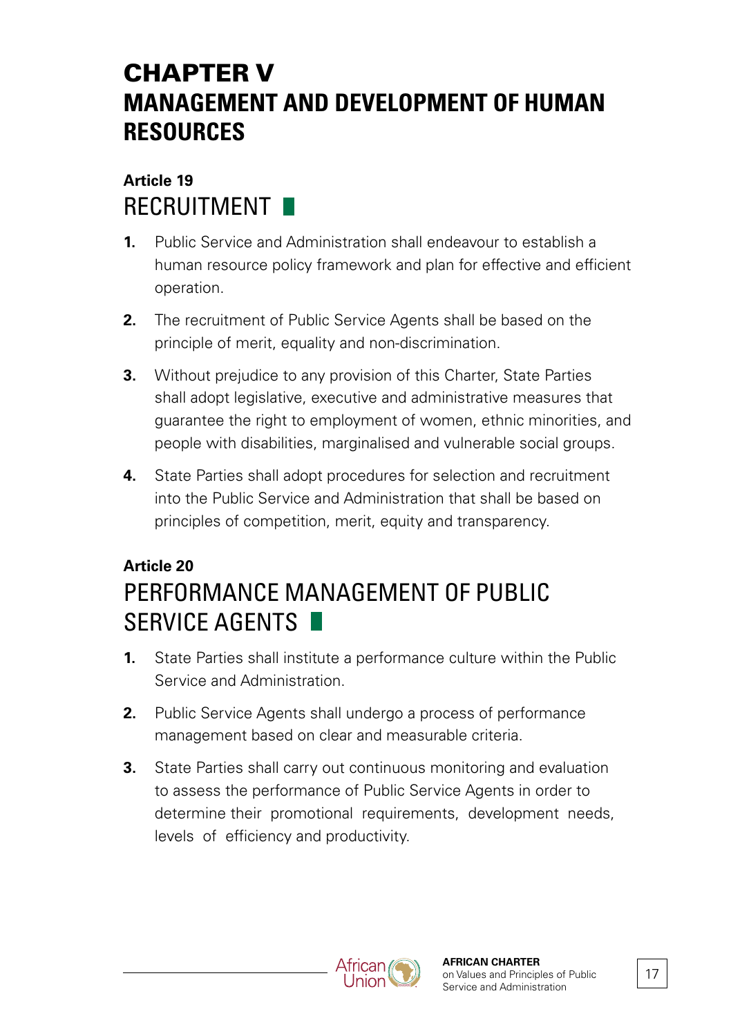# CHAPTER V
# MANAGEMENT AND DEVELOPMENT OF HUMAN RESOURCES

## Article 19
## RECRUITMENT

1. Public Service and Administration shall endeavour to establish a human resource policy framework and plan for effective and efficient operation.

2. The recruitment of Public Service Agents shall be based on the principle of merit, equality and non-discrimination.

3. Without prejudice to any provision of this Charter, State Parties shall adopt legislative, executive and administrative measures that guarantee the right to employment of women, ethnic minorities, and people with disabilities, marginalised and vulnerable social groups.

4. State Parties shall adopt procedures for selection and recruitment into the Public Service and Administration that shall be based on principles of competition, merit, equity and transparency.

## Article 20
## PERFORMANCE MANAGEMENT OF PUBLIC SERVICE AGENTS

1. State Parties shall institute a performance culture within the Public Service and Administration.

2. Public Service Agents shall undergo a process of performance management based on clear and measurable criteria.

3. State Parties shall carry out continuous monitoring and evaluation to assess the performance of Public Service Agents in order to determine their promotional requirements, development needs, levels of efficiency and productivity.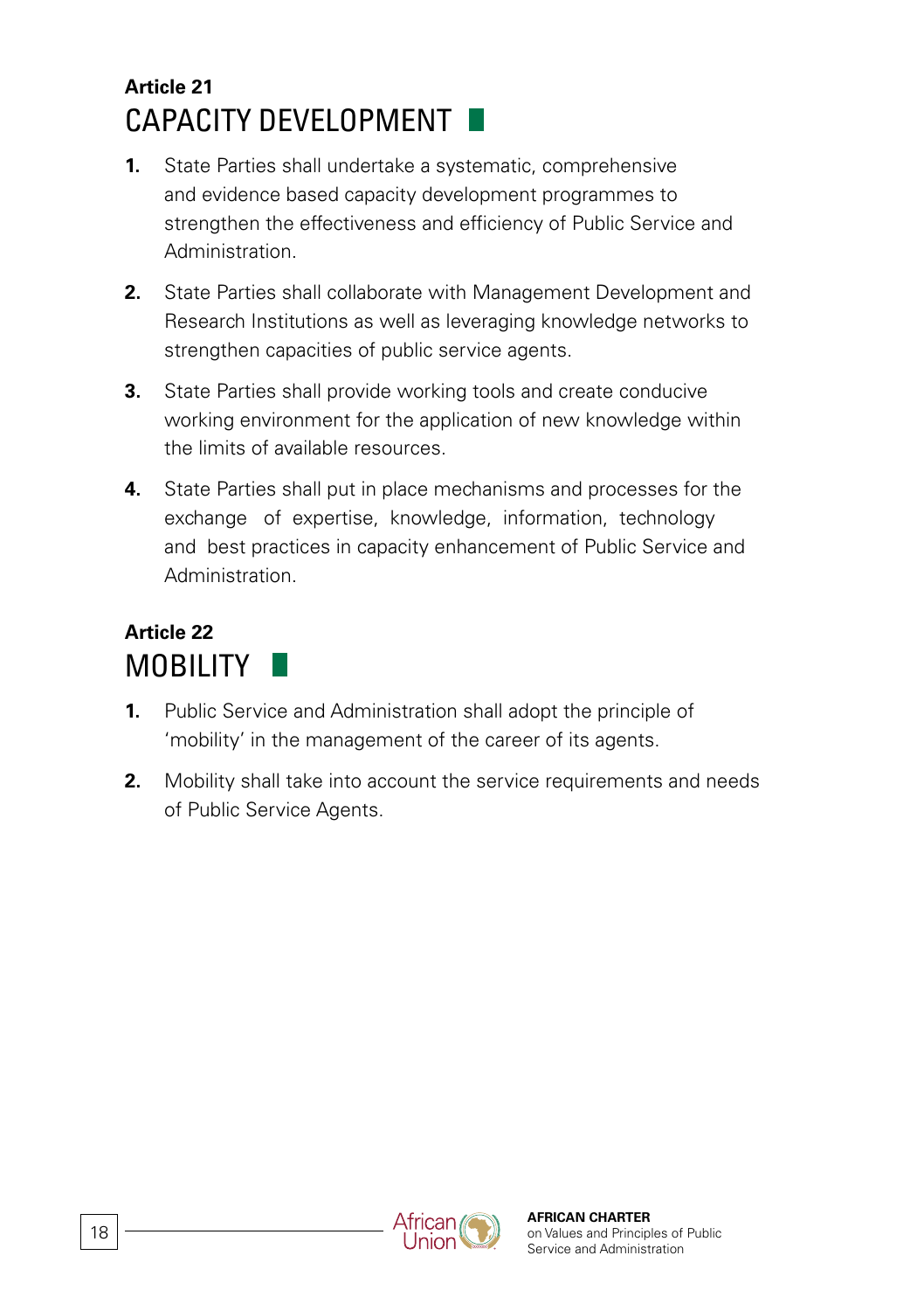## Article 21
## CAPACITY DEVELOPMENT

1. State Parties shall undertake a systematic, comprehensive and evidence based capacity development programmes to strengthen the effectiveness and efficiency of Public Service and Administration.

2. State Parties shall collaborate with Management Development and Research Institutions as well as leveraging knowledge networks to strengthen capacities of public service agents.

3. State Parties shall provide working tools and create conducive working environment for the application of new knowledge within the limits of available resources.

4. State Parties shall put in place mechanisms and processes for the exchange of expertise, knowledge, information, technology and best practices in capacity enhancement of Public Service and Administration.

## Article 22
## MOBILITY

1. Public Service and Administration shall adopt the principle of 'mobility' in the management of the career of its agents.

2. Mobility shall take into account the service requirements and needs of Public Service Agents.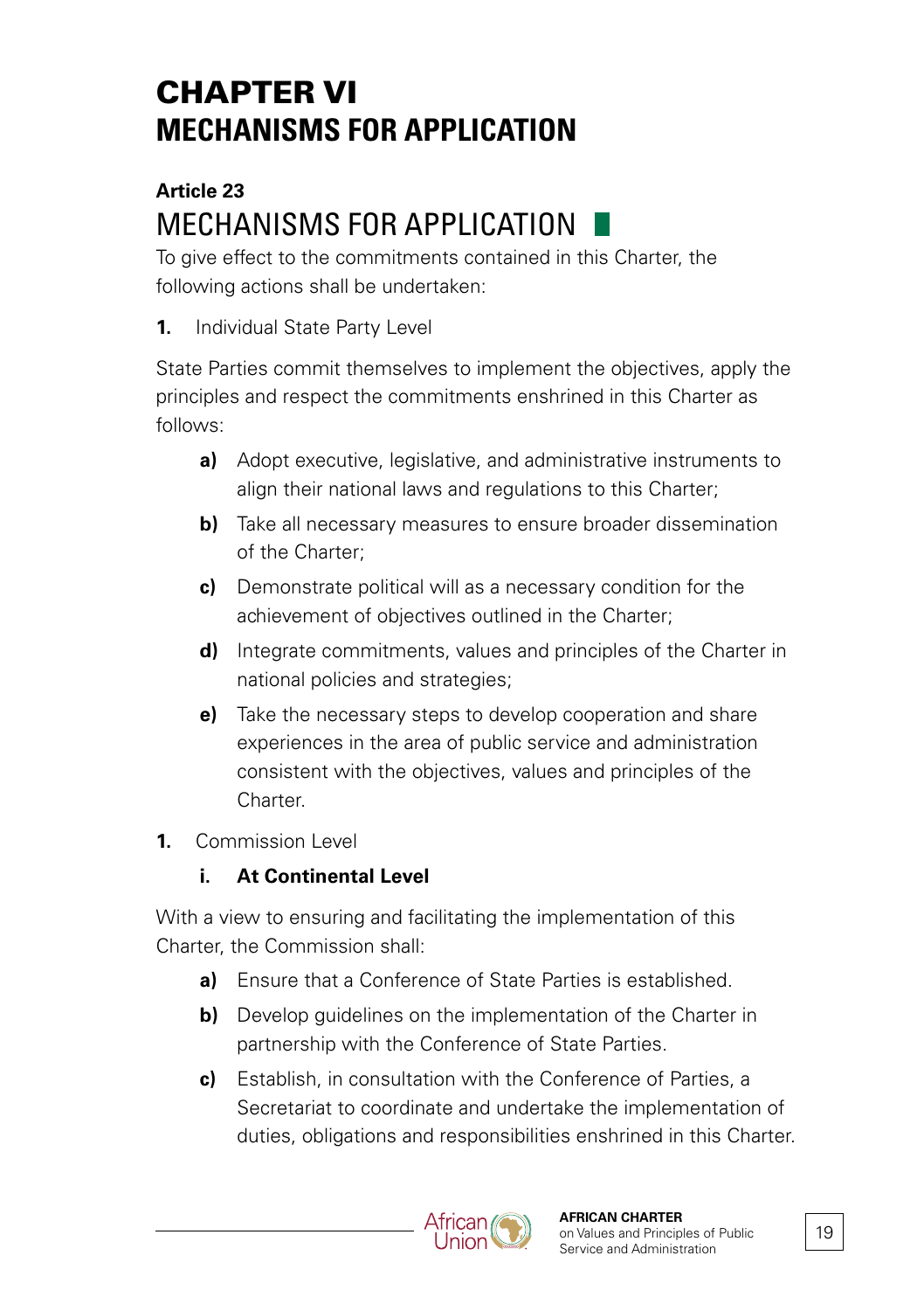# CHAPTER VI
# MECHANISMS FOR APPLICATION

## Article 23

## MECHANISMS FOR APPLICATION

To give effect to the commitments contained in this Charter, the following actions shall be undertaken:

**1.** Individual State Party Level

State Parties commit themselves to implement the objectives, apply the principles and respect the commitments enshrined in this Charter as follows:

- **a)** Adopt executive, legislative, and administrative instruments to align their national laws and regulations to this Charter;
- **b)** Take all necessary measures to ensure broader dissemination of the Charter;
- **c)** Demonstrate political will as a necessary condition for the achievement of objectives outlined in the Charter;
- **d)** Integrate commitments, values and principles of the Charter in national policies and strategies;
- **e)** Take the necessary steps to develop cooperation and share experiences in the area of public service and administration consistent with the objectives, values and principles of the Charter.

**1.** Commission Level

**i. At Continental Level**

With a view to ensuring and facilitating the implementation of this Charter, the Commission shall:

- **a)** Ensure that a Conference of State Parties is established.
- **b)** Develop guidelines on the implementation of the Charter in partnership with the Conference of State Parties.
- **c)** Establish, in consultation with the Conference of Parties, a Secretariat to coordinate and undertake the implementation of duties, obligations and responsibilities enshrined in this Charter.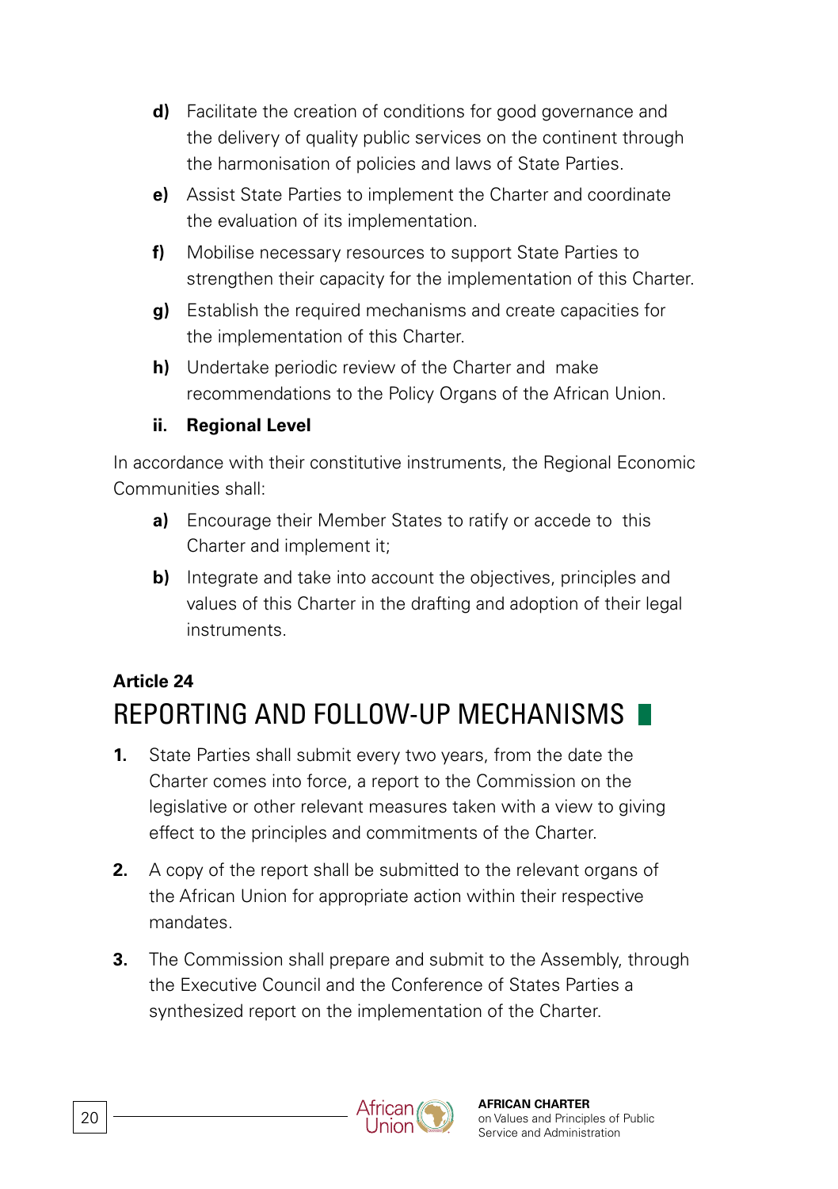**d)** Facilitate the creation of conditions for good governance and the delivery of quality public services on the continent through the harmonisation of policies and laws of State Parties.

**e)** Assist State Parties to implement the Charter and coordinate the evaluation of its implementation.

**f)** Mobilise necessary resources to support State Parties to strengthen their capacity for the implementation of this Charter.

**g)** Establish the required mechanisms and create capacities for the implementation of this Charter.

**h)** Undertake periodic review of the Charter and make recommendations to the Policy Organs of the African Union.

**ii. Regional Level**

In accordance with their constitutive instruments, the Regional Economic Communities shall:

**a)** Encourage their Member States to ratify or accede to this Charter and implement it;

**b)** Integrate and take into account the objectives, principles and values of this Charter in the drafting and adoption of their legal instruments.

**Article 24**

## REPORTING AND FOLLOW-UP MECHANISMS

1. State Parties shall submit every two years, from the date the Charter comes into force, a report to the Commission on the legislative or other relevant measures taken with a view to giving effect to the principles and commitments of the Charter.

2. A copy of the report shall be submitted to the relevant organs of the African Union for appropriate action within their respective mandates.

3. The Commission shall prepare and submit to the Assembly, through the Executive Council and the Conference of States Parties a synthesized report on the implementation of the Charter.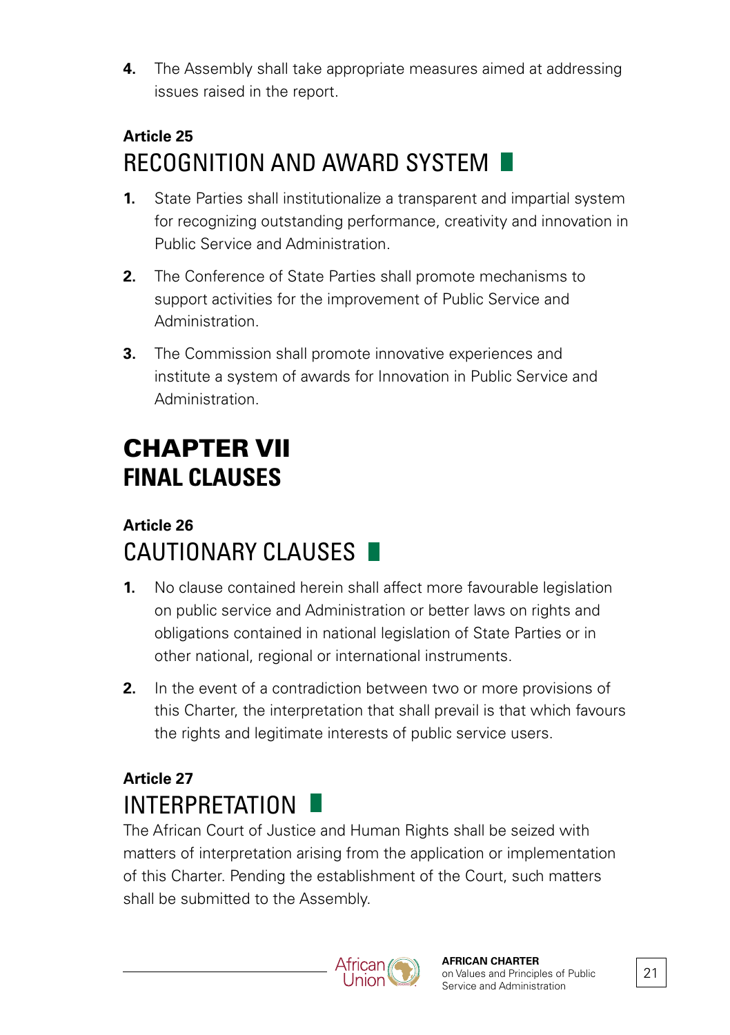4. The Assembly shall take appropriate measures aimed at addressing issues raised in the report.

### Article 25
### RECOGNITION AND AWARD SYSTEM

1. State Parties shall institutionalize a transparent and impartial system for recognizing outstanding performance, creativity and innovation in Public Service and Administration.

2. The Conference of State Parties shall promote mechanisms to support activities for the improvement of Public Service and Administration.

3. The Commission shall promote innovative experiences and institute a system of awards for Innovation in Public Service and Administration.

## CHAPTER VII
## FINAL CLAUSES

### Article 26
### CAUTIONARY CLAUSES

1. No clause contained herein shall affect more favourable legislation on public service and Administration or better laws on rights and obligations contained in national legislation of State Parties or in other national, regional or international instruments.

2. In the event of a contradiction between two or more provisions of this Charter, the interpretation that shall prevail is that which favours the rights and legitimate interests of public service users.

### Article 27
### INTERPRETATION

The African Court of Justice and Human Rights shall be seized with matters of interpretation arising from the application or implementation of this Charter. Pending the establishment of the Court, such matters shall be submitted to the Assembly.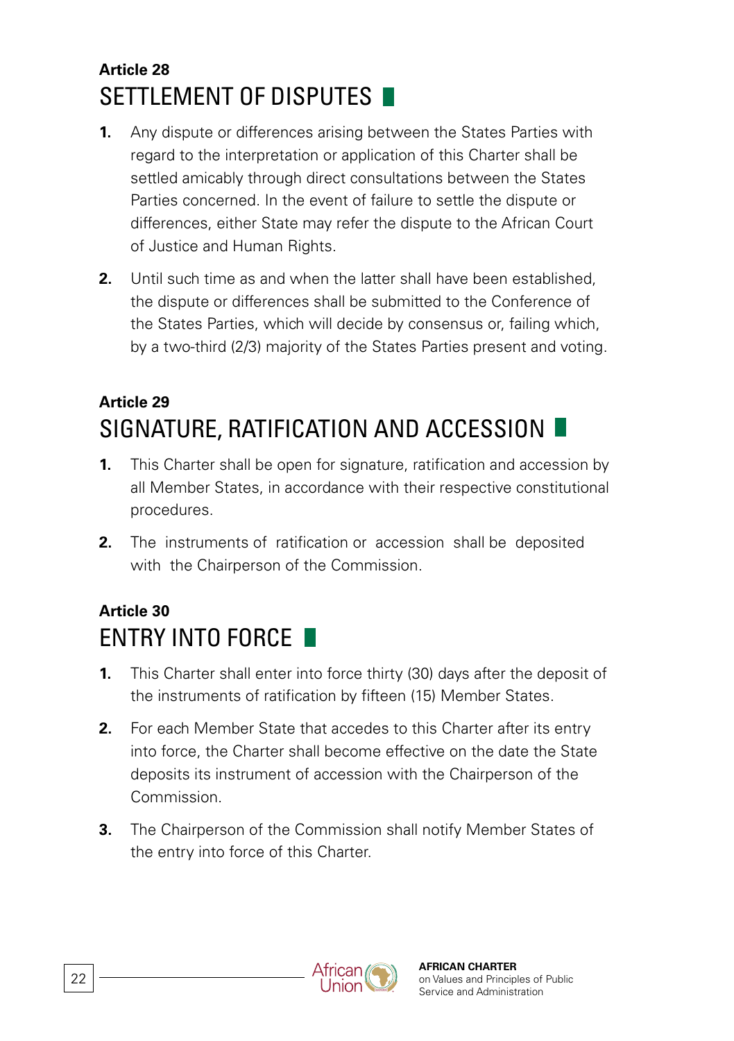**Article 28**

## SETTLEMENT OF DISPUTES

1. Any dispute or differences arising between the States Parties with regard to the interpretation or application of this Charter shall be settled amicably through direct consultations between the States Parties concerned. In the event of failure to settle the dispute or differences, either State may refer the dispute to the African Court of Justice and Human Rights.
2. Until such time as and when the latter shall have been established, the dispute or differences shall be submitted to the Conference of the States Parties, which will decide by consensus or, failing which, by a two-third (2/3) majority of the States Parties present and voting.

**Article 29**

## SIGNATURE, RATIFICATION AND ACCESSION

1. This Charter shall be open for signature, ratification and accession by all Member States, in accordance with their respective constitutional procedures.
2. The instruments of ratification or accession shall be deposited with the Chairperson of the Commission.

**Article 30**

## ENTRY INTO FORCE

1. This Charter shall enter into force thirty (30) days after the deposit of the instruments of ratification by fifteen (15) Member States.
2. For each Member State that accedes to this Charter after its entry into force, the Charter shall become effective on the date the State deposits its instrument of accession with the Chairperson of the Commission.
3. The Chairperson of the Commission shall notify Member States of the entry into force of this Charter.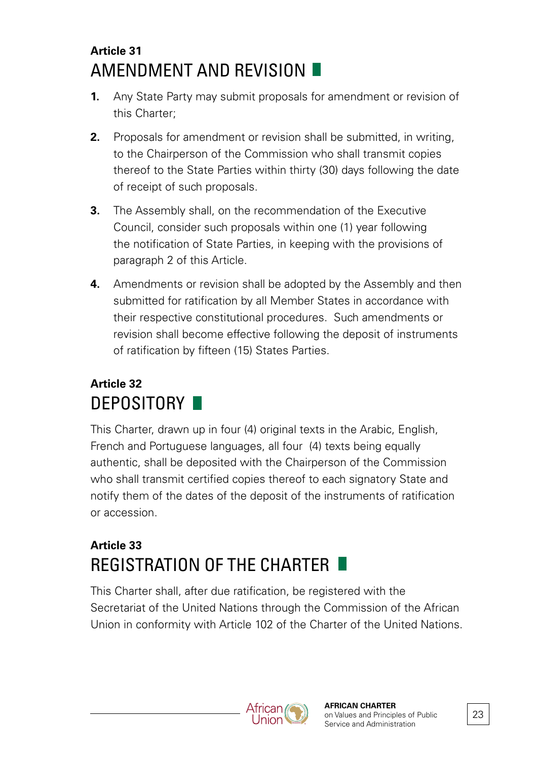**Article 31**

## AMENDMENT AND REVISION

1. Any State Party may submit proposals for amendment or revision of this Charter;

2. Proposals for amendment or revision shall be submitted, in writing, to the Chairperson of the Commission who shall transmit copies thereof to the State Parties within thirty (30) days following the date of receipt of such proposals.

3. The Assembly shall, on the recommendation of the Executive Council, consider such proposals within one (1) year following the notification of State Parties, in keeping with the provisions of paragraph 2 of this Article.

4. Amendments or revision shall be adopted by the Assembly and then submitted for ratification by all Member States in accordance with their respective constitutional procedures. Such amendments or revision shall become effective following the deposit of instruments of ratification by fifteen (15) States Parties.

**Article 32**

## DEPOSITORY

This Charter, drawn up in four (4) original texts in the Arabic, English, French and Portuguese languages, all four (4) texts being equally authentic, shall be deposited with the Chairperson of the Commission who shall transmit certified copies thereof to each signatory State and notify them of the dates of the deposit of the instruments of ratification or accession.

**Article 33**

## REGISTRATION OF THE CHARTER

This Charter shall, after due ratification, be registered with the Secretariat of the United Nations through the Commission of the African Union in conformity with Article 102 of the Charter of the United Nations.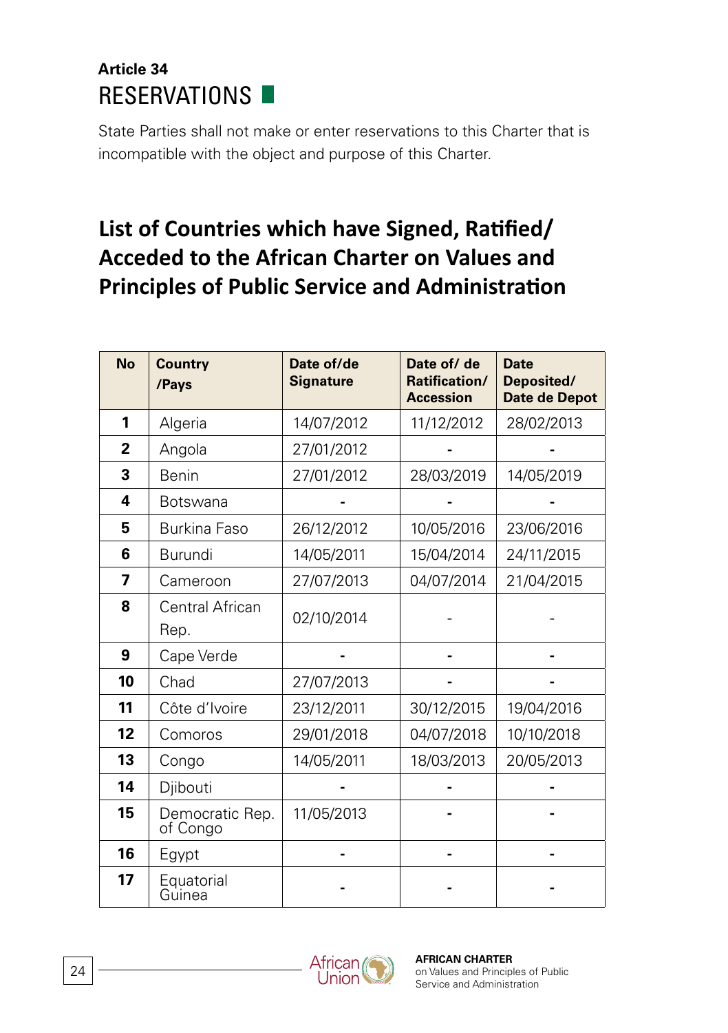## Article 34

## RESERVATIONS

State Parties shall not make or enter reservations to this Charter that is incompatible with the object and purpose of this Charter.

# List of Countries which have Signed, Ratified/ Acceded to the African Charter on Values and Principles of Public Service and Administration

| No | Country /Pays | Date of/de Signature | Date of/ de Ratification/ Accession | Date Deposited/ Date de Depot |
|---|---|---|---|---|
| 1 | Algeria | 14/07/2012 | 11/12/2012 | 28/02/2013 |
| 2 | Angola | 27/01/2012 | - | - |
| 3 | Benin | 27/01/2012 | 28/03/2019 | 14/05/2019 |
| 4 | Botswana | - | - | - |
| 5 | Burkina Faso | 26/12/2012 | 10/05/2016 | 23/06/2016 |
| 6 | Burundi | 14/05/2011 | 15/04/2014 | 24/11/2015 |
| 7 | Cameroon | 27/07/2013 | 04/07/2014 | 21/04/2015 |
| 8 | Central African Rep. | 02/10/2014 | - | - |
| 9 | Cape Verde | - | - | - |
| 10 | Chad | 27/07/2013 | - | - |
| 11 | Côte d'Ivoire | 23/12/2011 | 30/12/2015 | 19/04/2016 |
| 12 | Comoros | 29/01/2018 | 04/07/2018 | 10/10/2018 |
| 13 | Congo | 14/05/2011 | 18/03/2013 | 20/05/2013 |
| 14 | Djibouti | - | - | - |
| 15 | Democratic Rep. of Congo | 11/05/2013 | - | - |
| 16 | Egypt | - | - | - |
| 17 | Equatorial Guinea | - | - | - |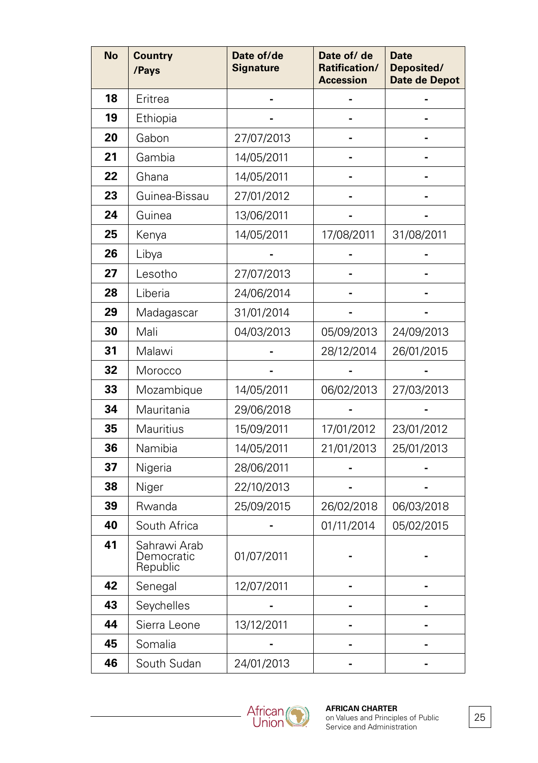| No | Country /Pays | Date of/de Signature | Date of/ de Ratification/ Accession | Date Deposited/ Date de Depot |
|---|---|---|---|---|
| 18 | Eritrea | - | - | - |
| 19 | Ethiopia | - | - | - |
| 20 | Gabon | 27/07/2013 | - | - |
| 21 | Gambia | 14/05/2011 | - | - |
| 22 | Ghana | 14/05/2011 | - | - |
| 23 | Guinea-Bissau | 27/01/2012 | - | - |
| 24 | Guinea | 13/06/2011 | - | - |
| 25 | Kenya | 14/05/2011 | 17/08/2011 | 31/08/2011 |
| 26 | Libya | - | - | - |
| 27 | Lesotho | 27/07/2013 | - | - |
| 28 | Liberia | 24/06/2014 | - | - |
| 29 | Madagascar | 31/01/2014 | - | - |
| 30 | Mali | 04/03/2013 | 05/09/2013 | 24/09/2013 |
| 31 | Malawi | - | 28/12/2014 | 26/01/2015 |
| 32 | Morocco | - | - | - |
| 33 | Mozambique | 14/05/2011 | 06/02/2013 | 27/03/2013 |
| 34 | Mauritania | 29/06/2018 | - | - |
| 35 | Mauritius | 15/09/2011 | 17/01/2012 | 23/01/2012 |
| 36 | Namibia | 14/05/2011 | 21/01/2013 | 25/01/2013 |
| 37 | Nigeria | 28/06/2011 | - | - |
| 38 | Niger | 22/10/2013 | - | - |
| 39 | Rwanda | 25/09/2015 | 26/02/2018 | 06/03/2018 |
| 40 | South Africa | - | 01/11/2014 | 05/02/2015 |
| 41 | Sahrawi Arab Democratic Republic | 01/07/2011 | - | - |
| 42 | Senegal | 12/07/2011 | - | - |
| 43 | Seychelles | - | - | - |
| 44 | Sierra Leone | 13/12/2011 | - | - |
| 45 | Somalia | - | - | - |
| 46 | South Sudan | 24/01/2013 | - | - |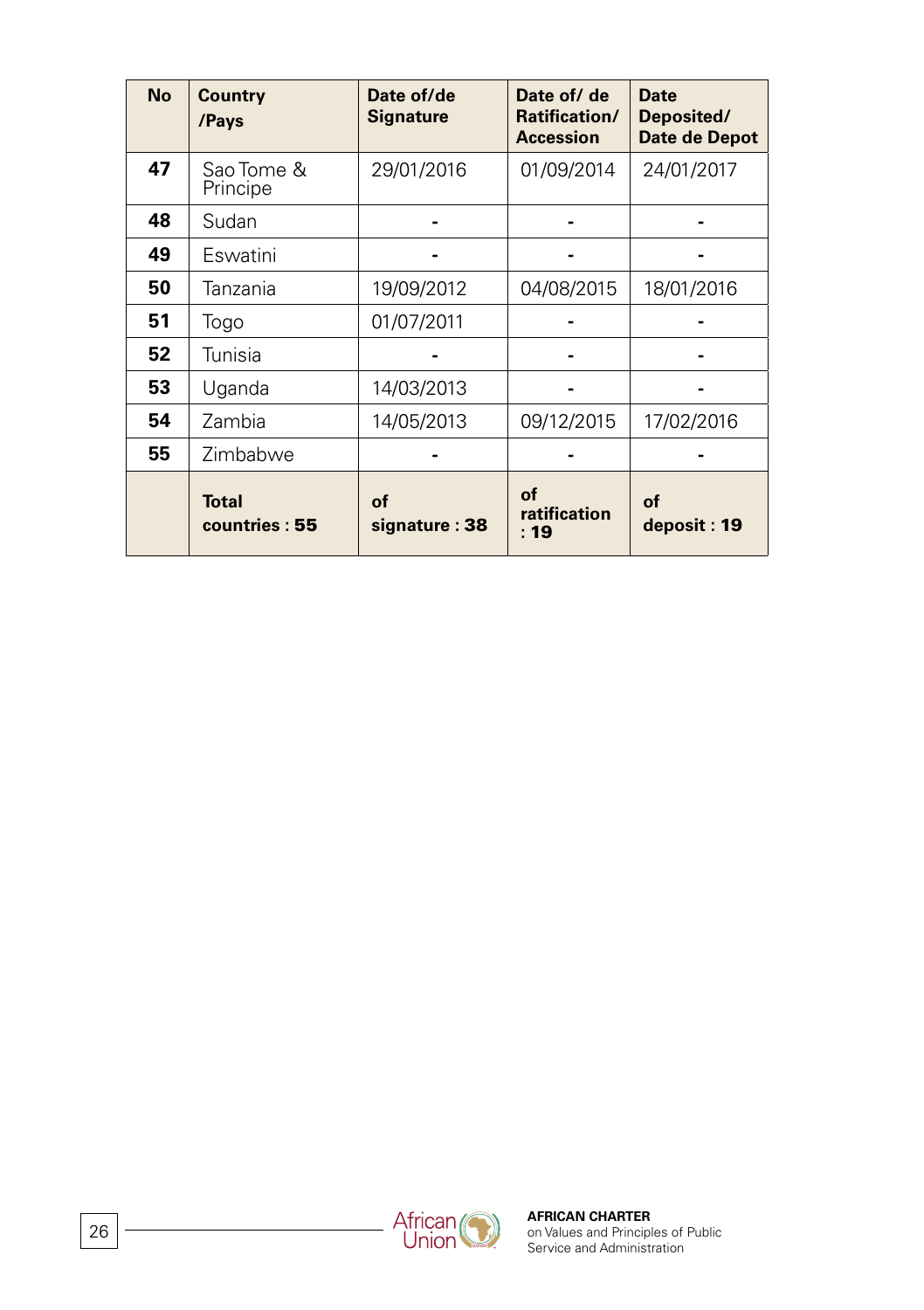| No | Country /Pays | Date of/de Signature | Date of/ de Ratification/ Accession | Date Deposited/ Date de Depot |
|---|---|---|---|---|
| 47 | Sao Tome & Principe | 29/01/2016 | 01/09/2014 | 24/01/2017 |
| 48 | Sudan | - | - | - |
| 49 | Eswatini | - | - | - |
| 50 | Tanzania | 19/09/2012 | 04/08/2015 | 18/01/2016 |
| 51 | Togo | 01/07/2011 | - | - |
| 52 | Tunisia | - | - | - |
| 53 | Uganda | 14/03/2013 | - | - |
| 54 | Zambia | 14/05/2013 | 09/12/2015 | 17/02/2016 |
| 55 | Zimbabwe | - | - | - |
| | **Total countries : 55** | **of signature : 38** | **of ratification : 19** | **of deposit : 19** |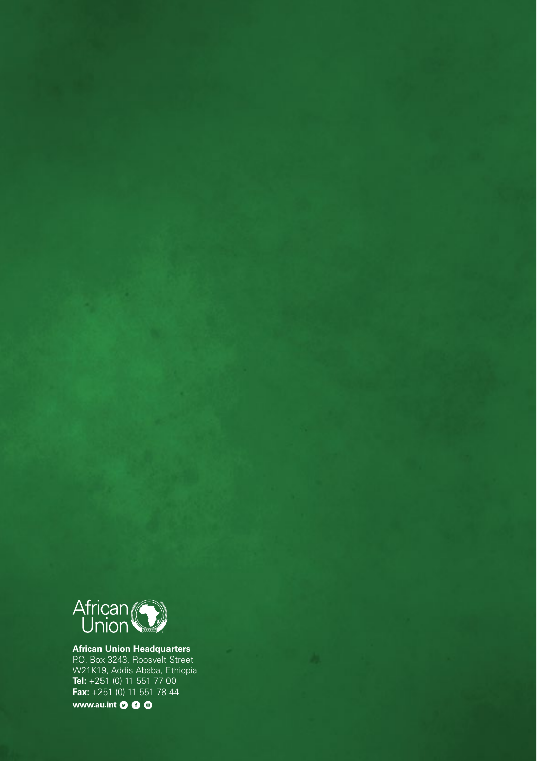African Union

**African Union Headquarters**
P.O. Box 3243, Roosvelt Street
W21K19, Addis Ababa, Ethiopia
**Tel:** +251 (0) 11 551 77 00
**Fax:** +251 (0) 11 551 78 44
**www.au.int**